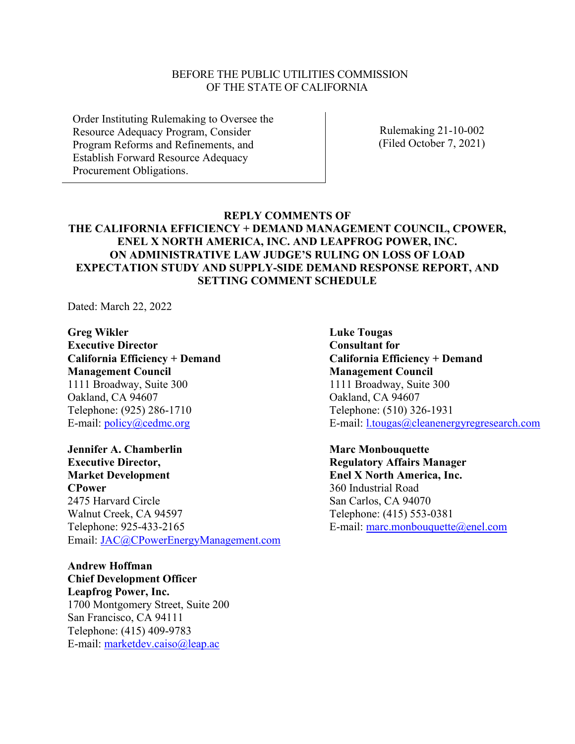BEFORE THE PUBLIC UTILITIES COMMISSION
OF THE STATE OF CALIFORNIA

| | |
|---|---|
| Order Instituting Rulemaking to Oversee the Resource Adequacy Program, Consider Program Reforms and Refinements, and Establish Forward Resource Adequacy Procurement Obligations. | Rulemaking 21-10-002 (Filed October 7, 2021) |

**REPLY COMMENTS OF
THE CALIFORNIA EFFICIENCY + DEMAND MANAGEMENT COUNCIL, CPOWER, ENEL X NORTH AMERICA, INC. AND LEAPFROG POWER, INC.
ON ADMINISTRATIVE LAW JUDGE'S RULING ON LOSS OF LOAD EXPECTATION STUDY AND SUPPLY-SIDE DEMAND RESPONSE REPORT, AND SETTING COMMENT SCHEDULE**

Dated: March 22, 2022

**Greg Wikler**
**Executive Director**
**California Efficiency + Demand Management Council**
1111 Broadway, Suite 300
Oakland, CA 94607
Telephone: (925) 286-1710
E-mail: policy@cedmc.org

**Luke Tougas**
**Consultant for**
**California Efficiency + Demand Management Council**
1111 Broadway, Suite 300
Oakland, CA 94607
Telephone: (510) 326-1931
E-mail: l.tougas@cleanenergyregresearch.com

**Jennifer A. Chamberlin**
**Executive Director,**
**Market Development**
**CPower**
2475 Harvard Circle
Walnut Creek, CA 94597
Telephone: 925-433-2165
Email: JAC@CPowerEnergyManagement.com

**Marc Monbouquette**
**Regulatory Affairs Manager**
**Enel X North America, Inc.**
360 Industrial Road
San Carlos, CA 94070
Telephone: (415) 553-0381
E-mail: marc.monbouquette@enel.com

**Andrew Hoffman**
**Chief Development Officer**
**Leapfrog Power, Inc.**
1700 Montgomery Street, Suite 200
San Francisco, CA 94111
Telephone: (415) 409-9783
E-mail: marketdev.caiso@leap.ac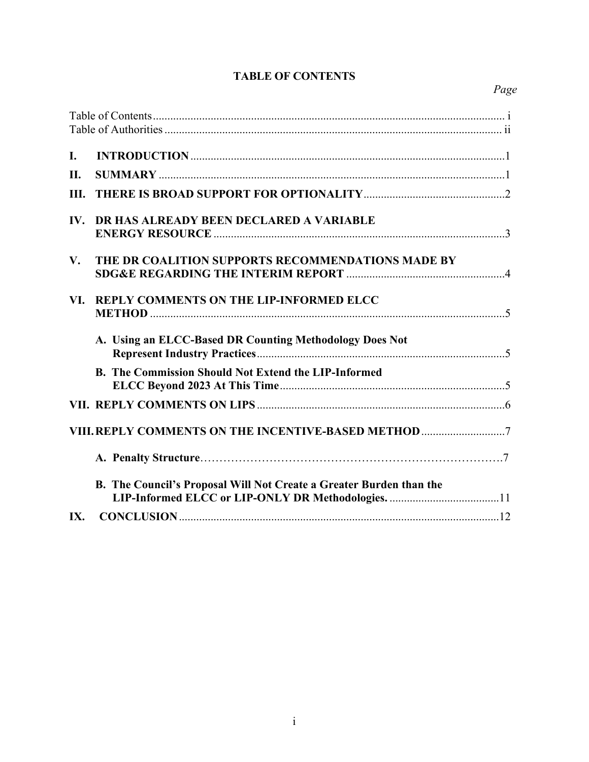## TABLE OF CONTENTS

| | | Page |
|---|---|---|
| Table of Contents | | i |
| Table of Authorities | | ii |
| **I.** | **INTRODUCTION** | 1 |
| **II.** | **SUMMARY** | 1 |
| **III.** | **THERE IS BROAD SUPPORT FOR OPTIONALITY** | 2 |
| **IV.** | **DR HAS ALREADY BEEN DECLARED A VARIABLE ENERGY RESOURCE** | 3 |
| **V.** | **THE DR COALITION SUPPORTS RECOMMENDATIONS MADE BY SDG&E REGARDING THE INTERIM REPORT** | 4 |
| **VI.** | **REPLY COMMENTS ON THE LIP-INFORMED ELCC METHOD** | 5 |
| | **A. Using an ELCC-Based DR Counting Methodology Does Not Represent Industry Practices** | 5 |
| | **B. The Commission Should Not Extend the LIP-Informed ELCC Beyond 2023 At This Time** | 5 |
| **VII.** | **REPLY COMMENTS ON LIPS** | 6 |
| **VIII.** | **REPLY COMMENTS ON THE INCENTIVE-BASED METHOD** | 7 |
| | **A. Penalty Structure** | 7 |
| | **B. The Council's Proposal Will Not Create a Greater Burden than the LIP-Informed ELCC or LIP-ONLY DR Methodologies.** | 11 |
| **IX.** | **CONCLUSION** | 12 |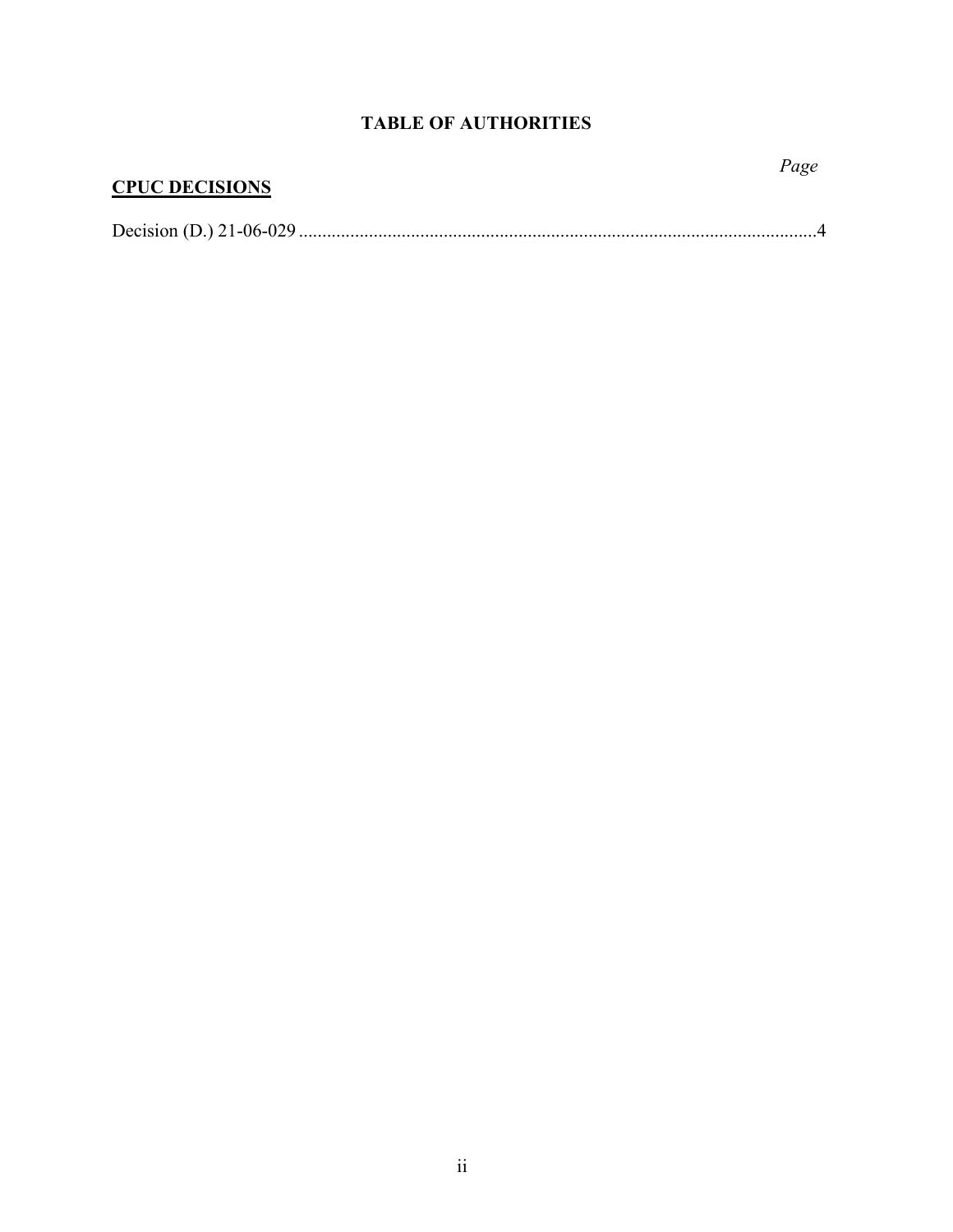# TABLE OF AUTHORITIES

*Page*

**CPUC DECISIONS**

Decision (D.) 21-06-029 ..............................................................................................................4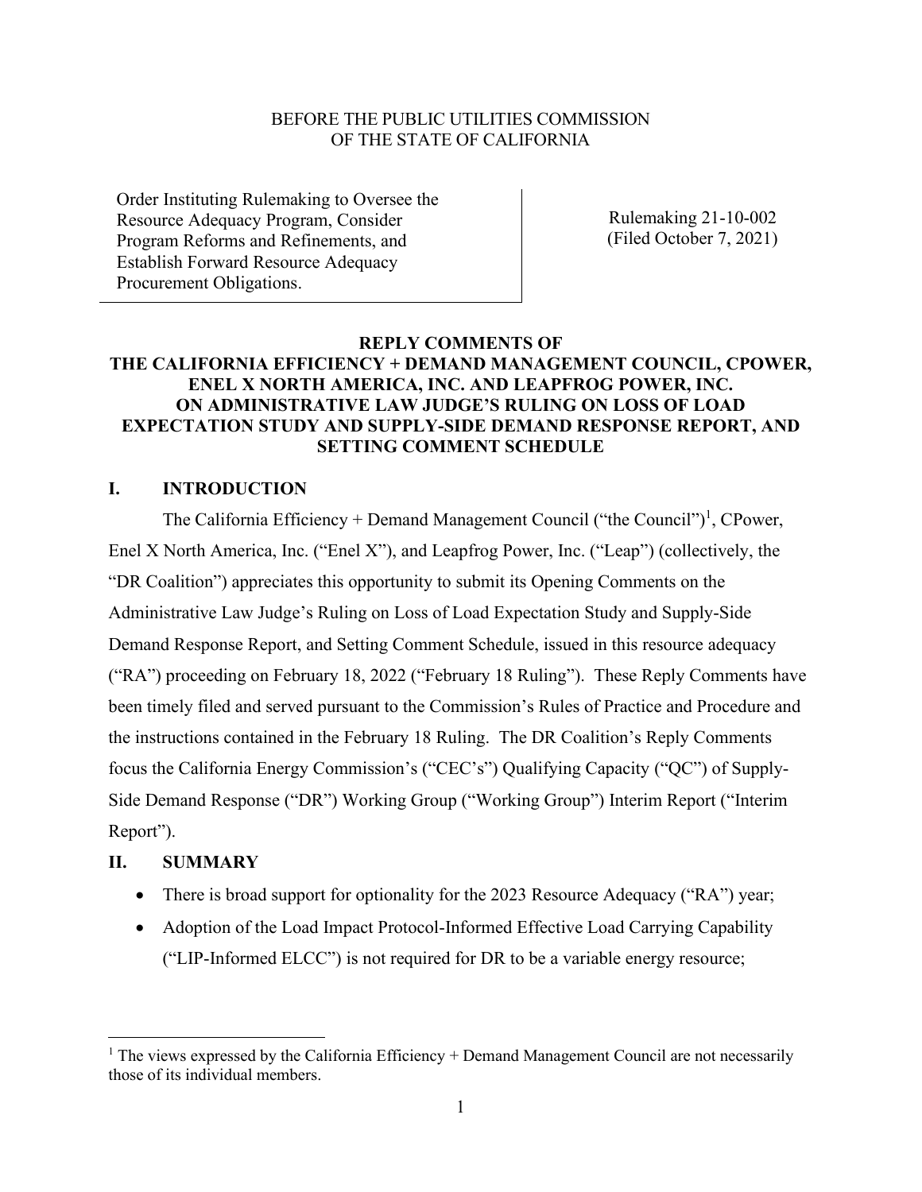BEFORE THE PUBLIC UTILITIES COMMISSION
OF THE STATE OF CALIFORNIA

| | |
|---|---|
| Order Instituting Rulemaking to Oversee the Resource Adequacy Program, Consider Program Reforms and Refinements, and Establish Forward Resource Adequacy Procurement Obligations. | Rulemaking 21-10-002 (Filed October 7, 2021) |

**REPLY COMMENTS OF THE CALIFORNIA EFFICIENCY + DEMAND MANAGEMENT COUNCIL, CPOWER, ENEL X NORTH AMERICA, INC. AND LEAPFROG POWER, INC. ON ADMINISTRATIVE LAW JUDGE'S RULING ON LOSS OF LOAD EXPECTATION STUDY AND SUPPLY-SIDE DEMAND RESPONSE REPORT, AND SETTING COMMENT SCHEDULE**

## I. INTRODUCTION

The California Efficiency + Demand Management Council ("the Council")[1], CPower, Enel X North America, Inc. ("Enel X"), and Leapfrog Power, Inc. ("Leap") (collectively, the "DR Coalition") appreciates this opportunity to submit its Opening Comments on the Administrative Law Judge's Ruling on Loss of Load Expectation Study and Supply-Side Demand Response Report, and Setting Comment Schedule, issued in this resource adequacy ("RA") proceeding on February 18, 2022 ("February 18 Ruling"). These Reply Comments have been timely filed and served pursuant to the Commission's Rules of Practice and Procedure and the instructions contained in the February 18 Ruling. The DR Coalition's Reply Comments focus the California Energy Commission's ("CEC's") Qualifying Capacity ("QC") of Supply-Side Demand Response ("DR") Working Group ("Working Group") Interim Report ("Interim Report").

## II. SUMMARY

- There is broad support for optionality for the 2023 Resource Adequacy ("RA") year;
- Adoption of the Load Impact Protocol-Informed Effective Load Carrying Capability ("LIP-Informed ELCC") is not required for DR to be a variable energy resource;

[1] The views expressed by the California Efficiency + Demand Management Council are not necessarily those of its individual members.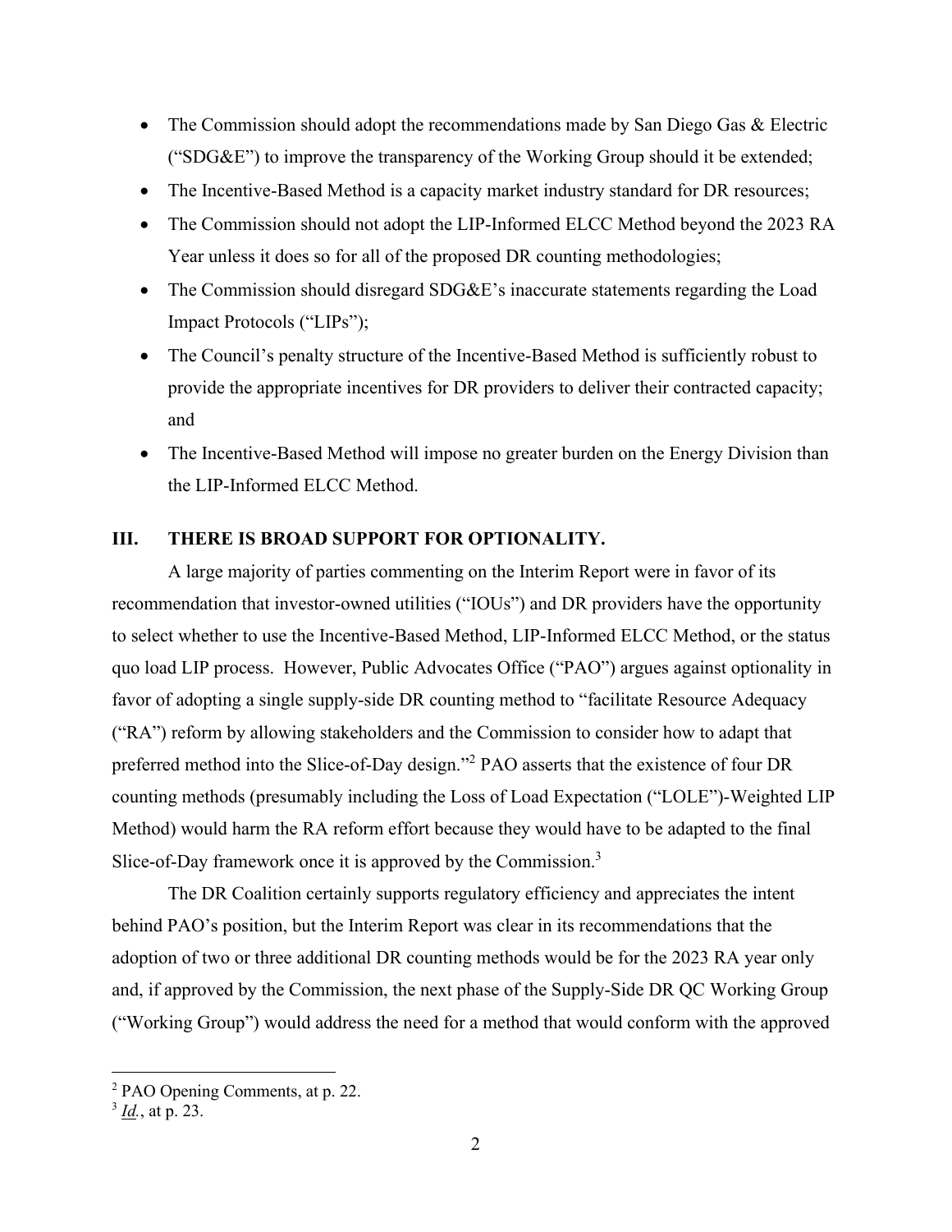- The Commission should adopt the recommendations made by San Diego Gas & Electric ("SDG&E") to improve the transparency of the Working Group should it be extended;
- The Incentive-Based Method is a capacity market industry standard for DR resources;
- The Commission should not adopt the LIP-Informed ELCC Method beyond the 2023 RA Year unless it does so for all of the proposed DR counting methodologies;
- The Commission should disregard SDG&E's inaccurate statements regarding the Load Impact Protocols ("LIPs");
- The Council's penalty structure of the Incentive-Based Method is sufficiently robust to provide the appropriate incentives for DR providers to deliver their contracted capacity; and
- The Incentive-Based Method will impose no greater burden on the Energy Division than the LIP-Informed ELCC Method.

## III. THERE IS BROAD SUPPORT FOR OPTIONALITY.

A large majority of parties commenting on the Interim Report were in favor of its recommendation that investor-owned utilities ("IOUs") and DR providers have the opportunity to select whether to use the Incentive-Based Method, LIP-Informed ELCC Method, or the status quo load LIP process. However, Public Advocates Office ("PAO") argues against optionality in favor of adopting a single supply-side DR counting method to "facilitate Resource Adequacy ("RA") reform by allowing stakeholders and the Commission to consider how to adapt that preferred method into the Slice-of-Day design."[2] PAO asserts that the existence of four DR counting methods (presumably including the Loss of Load Expectation ("LOLE")-Weighted LIP Method) would harm the RA reform effort because they would have to be adapted to the final Slice-of-Day framework once it is approved by the Commission.[3]

The DR Coalition certainly supports regulatory efficiency and appreciates the intent behind PAO's position, but the Interim Report was clear in its recommendations that the adoption of two or three additional DR counting methods would be for the 2023 RA year only and, if approved by the Commission, the next phase of the Supply-Side DR QC Working Group ("Working Group") would address the need for a method that would conform with the approved

---

[2] PAO Opening Comments, at p. 22.

[3] *Id.*, at p. 23.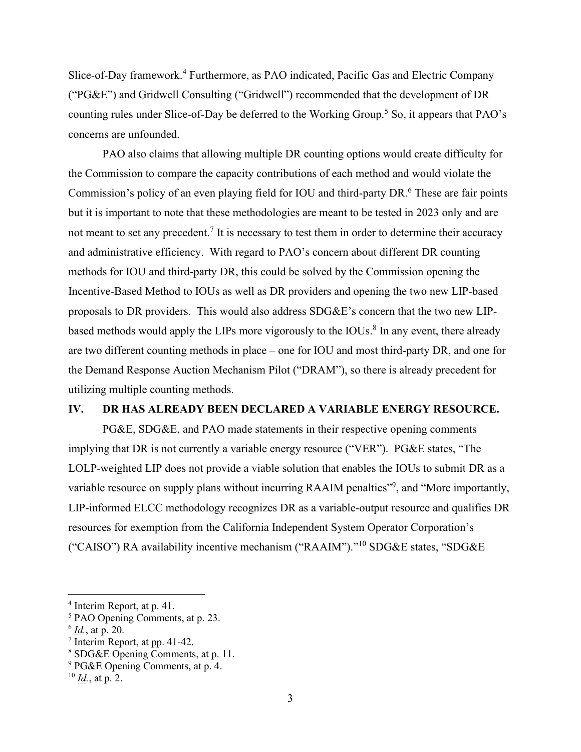Slice-of-Day framework.[4] Furthermore, as PAO indicated, Pacific Gas and Electric Company ("PG&E") and Gridwell Consulting ("Gridwell") recommended that the development of DR counting rules under Slice-of-Day be deferred to the Working Group.[5] So, it appears that PAO's concerns are unfounded.

PAO also claims that allowing multiple DR counting options would create difficulty for the Commission to compare the capacity contributions of each method and would violate the Commission's policy of an even playing field for IOU and third-party DR.[6] These are fair points but it is important to note that these methodologies are meant to be tested in 2023 only and are not meant to set any precedent.[7] It is necessary to test them in order to determine their accuracy and administrative efficiency. With regard to PAO's concern about different DR counting methods for IOU and third-party DR, this could be solved by the Commission opening the Incentive-Based Method to IOUs as well as DR providers and opening the two new LIP-based proposals to DR providers. This would also address SDG&E's concern that the two new LIP-based methods would apply the LIPs more vigorously to the IOUs.[8] In any event, there already are two different counting methods in place – one for IOU and most third-party DR, and one for the Demand Response Auction Mechanism Pilot ("DRAM"), so there is already precedent for utilizing multiple counting methods.

## IV. DR HAS ALREADY BEEN DECLARED A VARIABLE ENERGY RESOURCE.

PG&E, SDG&E, and PAO made statements in their respective opening comments implying that DR is not currently a variable energy resource ("VER"). PG&E states, "The LOLP-weighted LIP does not provide a viable solution that enables the IOUs to submit DR as a variable resource on supply plans without incurring RAAIM penalties"[9], and "More importantly, LIP-informed ELCC methodology recognizes DR as a variable-output resource and qualifies DR resources for exemption from the California Independent System Operator Corporation's ("CAISO") RA availability incentive mechanism ("RAAIM")."[10] SDG&E states, "SDG&E

---

[4] Interim Report, at p. 41.

[5] PAO Opening Comments, at p. 23.

[6] *Id.*, at p. 20.

[7] Interim Report, at pp. 41-42.

[8] SDG&E Opening Comments, at p. 11.

[9] PG&E Opening Comments, at p. 4.

[10] *Id.*, at p. 2.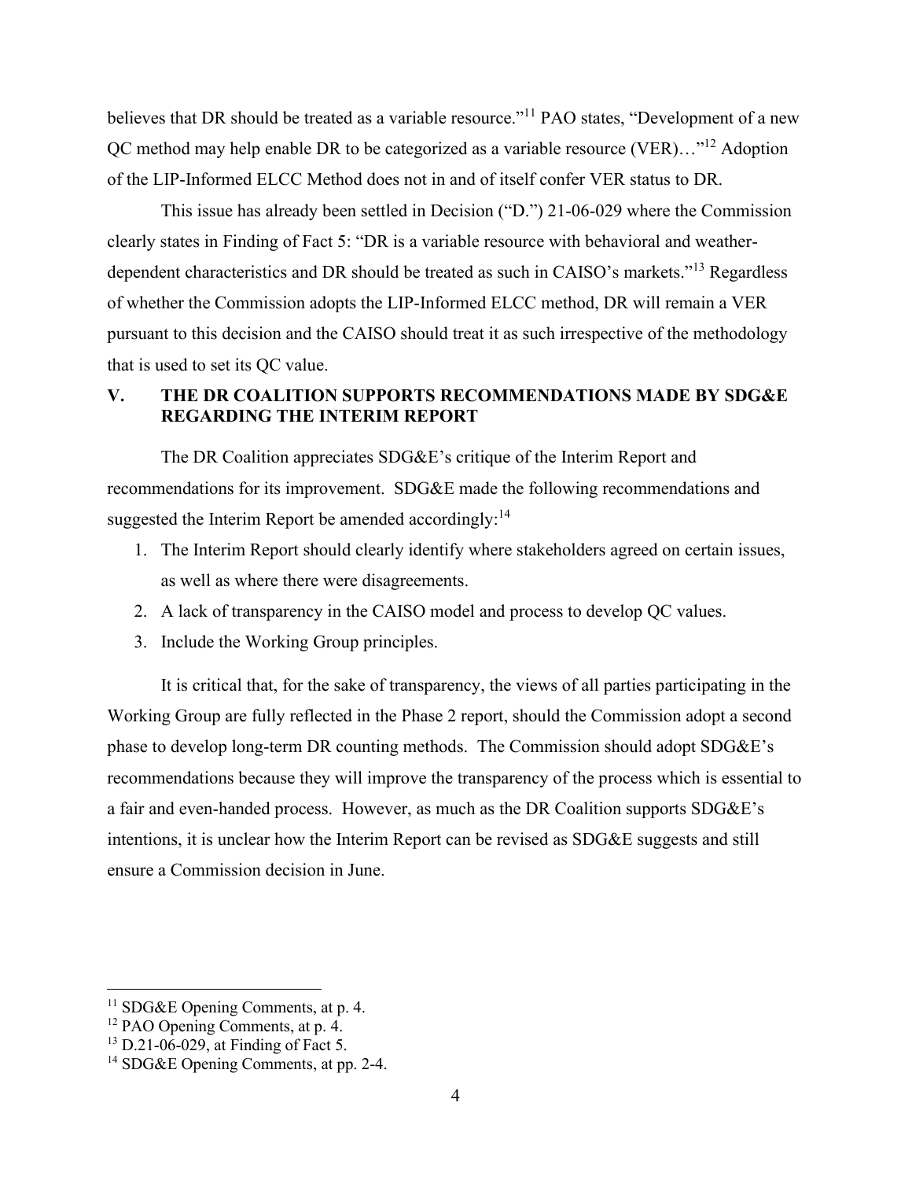believes that DR should be treated as a variable resource."[11] PAO states, "Development of a new QC method may help enable DR to be categorized as a variable resource (VER)…"[12] Adoption of the LIP-Informed ELCC Method does not in and of itself confer VER status to DR.

This issue has already been settled in Decision ("D.") 21-06-029 where the Commission clearly states in Finding of Fact 5: "DR is a variable resource with behavioral and weather-dependent characteristics and DR should be treated as such in CAISO's markets."[13] Regardless of whether the Commission adopts the LIP-Informed ELCC method, DR will remain a VER pursuant to this decision and the CAISO should treat it as such irrespective of the methodology that is used to set its QC value.

## V. THE DR COALITION SUPPORTS RECOMMENDATIONS MADE BY SDG&E REGARDING THE INTERIM REPORT

The DR Coalition appreciates SDG&E's critique of the Interim Report and recommendations for its improvement. SDG&E made the following recommendations and suggested the Interim Report be amended accordingly:[14]

1. The Interim Report should clearly identify where stakeholders agreed on certain issues, as well as where there were disagreements.
2. A lack of transparency in the CAISO model and process to develop QC values.
3. Include the Working Group principles.

It is critical that, for the sake of transparency, the views of all parties participating in the Working Group are fully reflected in the Phase 2 report, should the Commission adopt a second phase to develop long-term DR counting methods. The Commission should adopt SDG&E's recommendations because they will improve the transparency of the process which is essential to a fair and even-handed process. However, as much as the DR Coalition supports SDG&E's intentions, it is unclear how the Interim Report can be revised as SDG&E suggests and still ensure a Commission decision in June.

---

[11] SDG&E Opening Comments, at p. 4.

[12] PAO Opening Comments, at p. 4.

[13] D.21-06-029, at Finding of Fact 5.

[14] SDG&E Opening Comments, at pp. 2-4.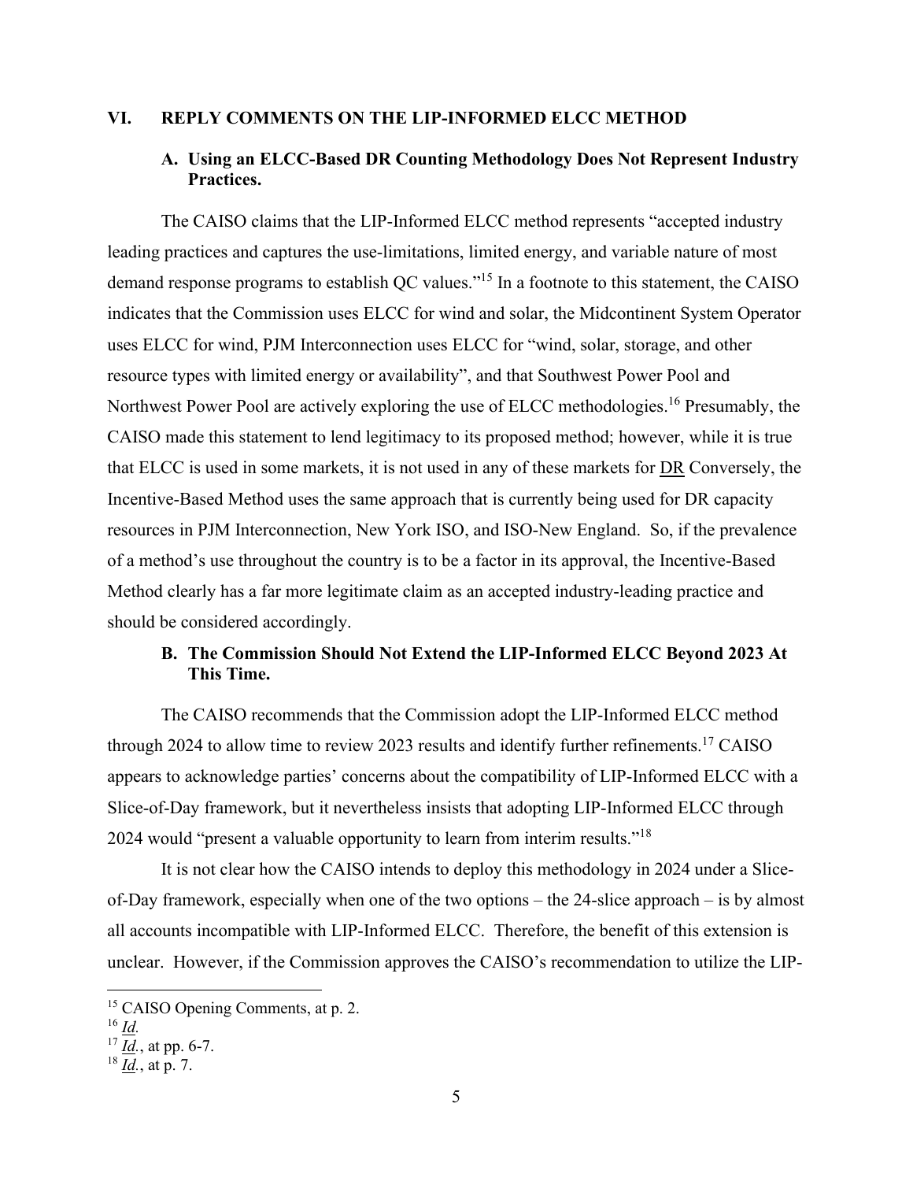## VI. REPLY COMMENTS ON THE LIP-INFORMED ELCC METHOD

### A. Using an ELCC-Based DR Counting Methodology Does Not Represent Industry Practices.

The CAISO claims that the LIP-Informed ELCC method represents "accepted industry leading practices and captures the use-limitations, limited energy, and variable nature of most demand response programs to establish QC values."[15] In a footnote to this statement, the CAISO indicates that the Commission uses ELCC for wind and solar, the Midcontinent System Operator uses ELCC for wind, PJM Interconnection uses ELCC for "wind, solar, storage, and other resource types with limited energy or availability", and that Southwest Power Pool and Northwest Power Pool are actively exploring the use of ELCC methodologies.[16] Presumably, the CAISO made this statement to lend legitimacy to its proposed method; however, while it is true that ELCC is used in some markets, it is not used in any of these markets for DR Conversely, the Incentive-Based Method uses the same approach that is currently being used for DR capacity resources in PJM Interconnection, New York ISO, and ISO-New England. So, if the prevalence of a method's use throughout the country is to be a factor in its approval, the Incentive-Based Method clearly has a far more legitimate claim as an accepted industry-leading practice and should be considered accordingly.

### B. The Commission Should Not Extend the LIP-Informed ELCC Beyond 2023 At This Time.

The CAISO recommends that the Commission adopt the LIP-Informed ELCC method through 2024 to allow time to review 2023 results and identify further refinements.[17] CAISO appears to acknowledge parties' concerns about the compatibility of LIP-Informed ELCC with a Slice-of-Day framework, but it nevertheless insists that adopting LIP-Informed ELCC through 2024 would "present a valuable opportunity to learn from interim results."[18]

It is not clear how the CAISO intends to deploy this methodology in 2024 under a Slice-of-Day framework, especially when one of the two options – the 24-slice approach – is by almost all accounts incompatible with LIP-Informed ELCC. Therefore, the benefit of this extension is unclear. However, if the Commission approves the CAISO's recommendation to utilize the LIP-

[15] CAISO Opening Comments, at p. 2.

[16] *Id.*

[17] *Id.*, at pp. 6-7.

[18] *Id.*, at p. 7.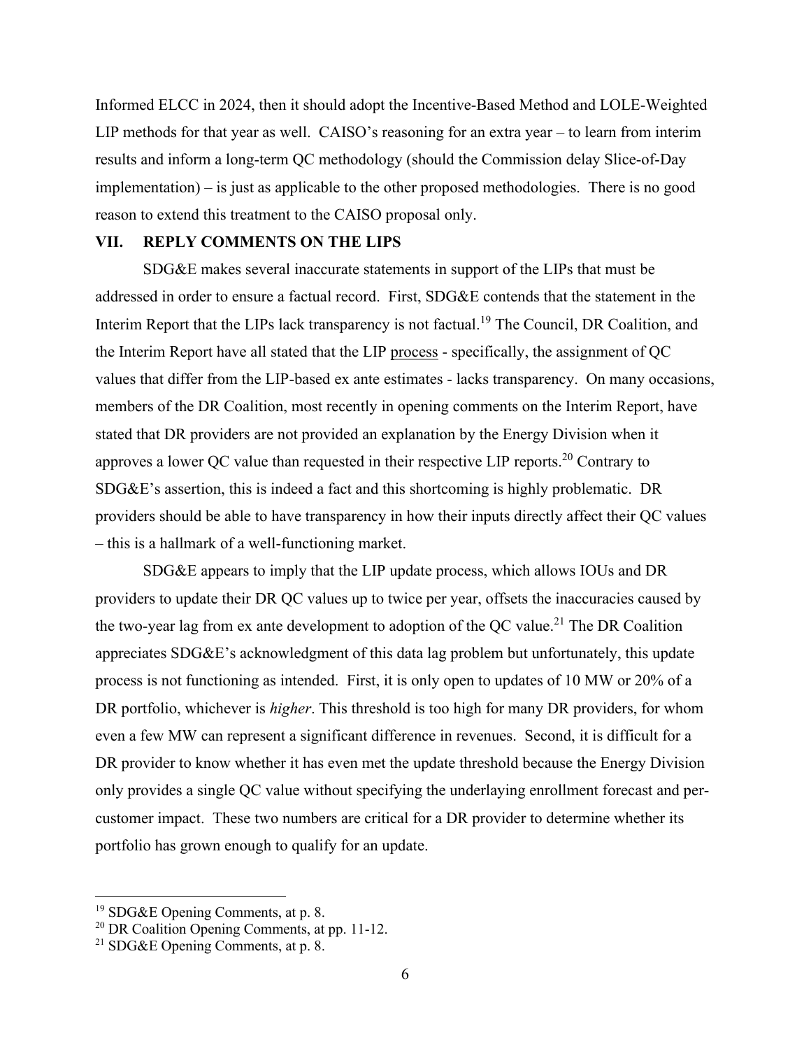Informed ELCC in 2024, then it should adopt the Incentive-Based Method and LOLE-Weighted LIP methods for that year as well. CAISO's reasoning for an extra year – to learn from interim results and inform a long-term QC methodology (should the Commission delay Slice-of-Day implementation) – is just as applicable to the other proposed methodologies. There is no good reason to extend this treatment to the CAISO proposal only.

## VII. REPLY COMMENTS ON THE LIPS

SDG&E makes several inaccurate statements in support of the LIPs that must be addressed in order to ensure a factual record. First, SDG&E contends that the statement in the Interim Report that the LIPs lack transparency is not factual.[19] The Council, DR Coalition, and the Interim Report have all stated that the LIP process - specifically, the assignment of QC values that differ from the LIP-based ex ante estimates - lacks transparency. On many occasions, members of the DR Coalition, most recently in opening comments on the Interim Report, have stated that DR providers are not provided an explanation by the Energy Division when it approves a lower QC value than requested in their respective LIP reports.[20] Contrary to SDG&E's assertion, this is indeed a fact and this shortcoming is highly problematic. DR providers should be able to have transparency in how their inputs directly affect their QC values – this is a hallmark of a well-functioning market.

SDG&E appears to imply that the LIP update process, which allows IOUs and DR providers to update their DR QC values up to twice per year, offsets the inaccuracies caused by the two-year lag from ex ante development to adoption of the QC value.[21] The DR Coalition appreciates SDG&E's acknowledgment of this data lag problem but unfortunately, this update process is not functioning as intended. First, it is only open to updates of 10 MW or 20% of a DR portfolio, whichever is *higher*. This threshold is too high for many DR providers, for whom even a few MW can represent a significant difference in revenues. Second, it is difficult for a DR provider to know whether it has even met the update threshold because the Energy Division only provides a single QC value without specifying the underlaying enrollment forecast and per-customer impact. These two numbers are critical for a DR provider to determine whether its portfolio has grown enough to qualify for an update.

---

[19] SDG&E Opening Comments, at p. 8.

[20] DR Coalition Opening Comments, at pp. 11-12.

[21] SDG&E Opening Comments, at p. 8.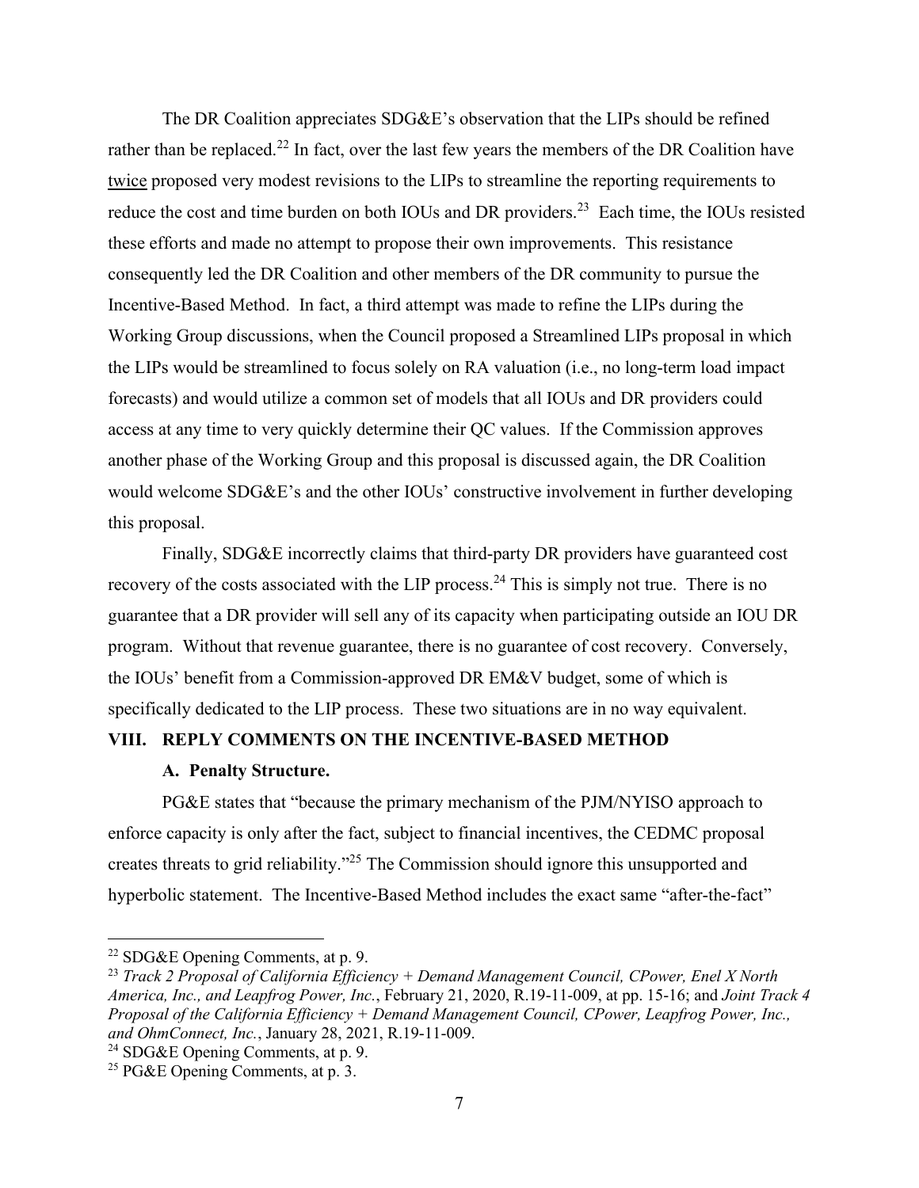The DR Coalition appreciates SDG&E's observation that the LIPs should be refined rather than be replaced.[22] In fact, over the last few years the members of the DR Coalition have twice proposed very modest revisions to the LIPs to streamline the reporting requirements to reduce the cost and time burden on both IOUs and DR providers.[23] Each time, the IOUs resisted these efforts and made no attempt to propose their own improvements. This resistance consequently led the DR Coalition and other members of the DR community to pursue the Incentive-Based Method. In fact, a third attempt was made to refine the LIPs during the Working Group discussions, when the Council proposed a Streamlined LIPs proposal in which the LIPs would be streamlined to focus solely on RA valuation (i.e., no long-term load impact forecasts) and would utilize a common set of models that all IOUs and DR providers could access at any time to very quickly determine their QC values. If the Commission approves another phase of the Working Group and this proposal is discussed again, the DR Coalition would welcome SDG&E's and the other IOUs' constructive involvement in further developing this proposal.

Finally, SDG&E incorrectly claims that third-party DR providers have guaranteed cost recovery of the costs associated with the LIP process.[24] This is simply not true. There is no guarantee that a DR provider will sell any of its capacity when participating outside an IOU DR program. Without that revenue guarantee, there is no guarantee of cost recovery. Conversely, the IOUs' benefit from a Commission-approved DR EM&V budget, some of which is specifically dedicated to the LIP process. These two situations are in no way equivalent.

## VIII. REPLY COMMENTS ON THE INCENTIVE-BASED METHOD

### A. Penalty Structure.

PG&E states that "because the primary mechanism of the PJM/NYISO approach to enforce capacity is only after the fact, subject to financial incentives, the CEDMC proposal creates threats to grid reliability."[25] The Commission should ignore this unsupported and hyperbolic statement. The Incentive-Based Method includes the exact same "after-the-fact"

---

[22] SDG&E Opening Comments, at p. 9.

[23] *Track 2 Proposal of California Efficiency + Demand Management Council, CPower, Enel X North America, Inc., and Leapfrog Power, Inc.*, February 21, 2020, R.19-11-009, at pp. 15-16; and *Joint Track 4 Proposal of the California Efficiency + Demand Management Council, CPower, Leapfrog Power, Inc., and OhmConnect, Inc.*, January 28, 2021, R.19-11-009.

[24] SDG&E Opening Comments, at p. 9.

[25] PG&E Opening Comments, at p. 3.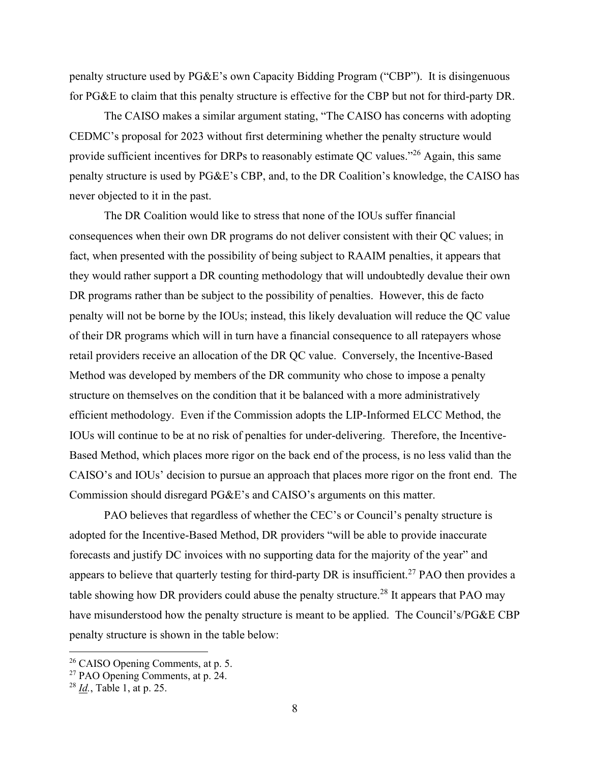penalty structure used by PG&E's own Capacity Bidding Program ("CBP"). It is disingenuous for PG&E to claim that this penalty structure is effective for the CBP but not for third-party DR.

The CAISO makes a similar argument stating, "The CAISO has concerns with adopting CEDMC's proposal for 2023 without first determining whether the penalty structure would provide sufficient incentives for DRPs to reasonably estimate QC values."[26] Again, this same penalty structure is used by PG&E's CBP, and, to the DR Coalition's knowledge, the CAISO has never objected to it in the past.

The DR Coalition would like to stress that none of the IOUs suffer financial consequences when their own DR programs do not deliver consistent with their QC values; in fact, when presented with the possibility of being subject to RAAIM penalties, it appears that they would rather support a DR counting methodology that will undoubtedly devalue their own DR programs rather than be subject to the possibility of penalties. However, this de facto penalty will not be borne by the IOUs; instead, this likely devaluation will reduce the QC value of their DR programs which will in turn have a financial consequence to all ratepayers whose retail providers receive an allocation of the DR QC value. Conversely, the Incentive-Based Method was developed by members of the DR community who chose to impose a penalty structure on themselves on the condition that it be balanced with a more administratively efficient methodology. Even if the Commission adopts the LIP-Informed ELCC Method, the IOUs will continue to be at no risk of penalties for under-delivering. Therefore, the Incentive-Based Method, which places more rigor on the back end of the process, is no less valid than the CAISO's and IOUs' decision to pursue an approach that places more rigor on the front end. The Commission should disregard PG&E's and CAISO's arguments on this matter.

PAO believes that regardless of whether the CEC's or Council's penalty structure is adopted for the Incentive-Based Method, DR providers "will be able to provide inaccurate forecasts and justify DC invoices with no supporting data for the majority of the year" and appears to believe that quarterly testing for third-party DR is insufficient.[27] PAO then provides a table showing how DR providers could abuse the penalty structure.[28] It appears that PAO may have misunderstood how the penalty structure is meant to be applied. The Council's/PG&E CBP penalty structure is shown in the table below:

---

[26] CAISO Opening Comments, at p. 5.

[27] PAO Opening Comments, at p. 24.

[28] *Id.*, Table 1, at p. 25.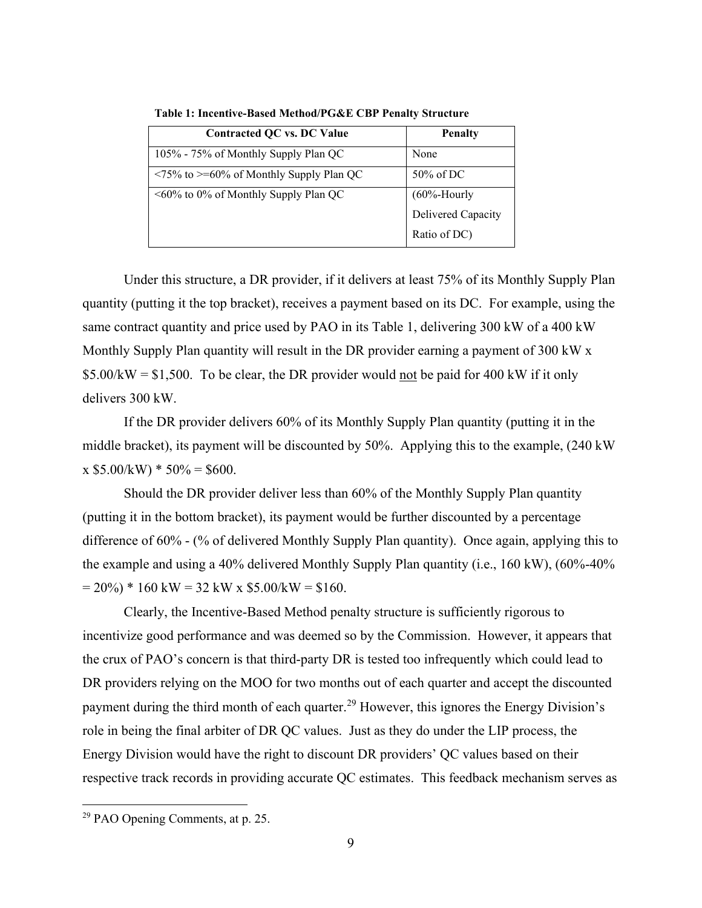**Table 1: Incentive-Based Method/PG&E CBP Penalty Structure**

| Contracted QC vs. DC Value | Penalty |
|---|---|
| 105% - 75% of Monthly Supply Plan QC | None |
| <75% to >=60% of Monthly Supply Plan QC | 50% of DC |
| <60% to 0% of Monthly Supply Plan QC | (60%-Hourly Delivered Capacity Ratio of DC) |

Under this structure, a DR provider, if it delivers at least 75% of its Monthly Supply Plan quantity (putting it the top bracket), receives a payment based on its DC. For example, using the same contract quantity and price used by PAO in its Table 1, delivering 300 kW of a 400 kW Monthly Supply Plan quantity will result in the DR provider earning a payment of 300 kW x $5.00/kW = $1,500. To be clear, the DR provider would <u>not</u> be paid for 400 kW if it only delivers 300 kW.

If the DR provider delivers 60% of its Monthly Supply Plan quantity (putting it in the middle bracket), its payment will be discounted by 50%. Applying this to the example, (240 kW x $5.00/kW) * 50% = $600.

Should the DR provider deliver less than 60% of the Monthly Supply Plan quantity (putting it in the bottom bracket), its payment would be further discounted by a percentage difference of 60% - (% of delivered Monthly Supply Plan quantity). Once again, applying this to the example and using a 40% delivered Monthly Supply Plan quantity (i.e., 160 kW), (60%-40% = 20%) * 160 kW = 32 kW x $5.00/kW = $160.

Clearly, the Incentive-Based Method penalty structure is sufficiently rigorous to incentivize good performance and was deemed so by the Commission. However, it appears that the crux of PAO's concern is that third-party DR is tested too infrequently which could lead to DR providers relying on the MOO for two months out of each quarter and accept the discounted payment during the third month of each quarter.[29] However, this ignores the Energy Division's role in being the final arbiter of DR QC values. Just as they do under the LIP process, the Energy Division would have the right to discount DR providers' QC values based on their respective track records in providing accurate QC estimates. This feedback mechanism serves as

[29] PAO Opening Comments, at p. 25.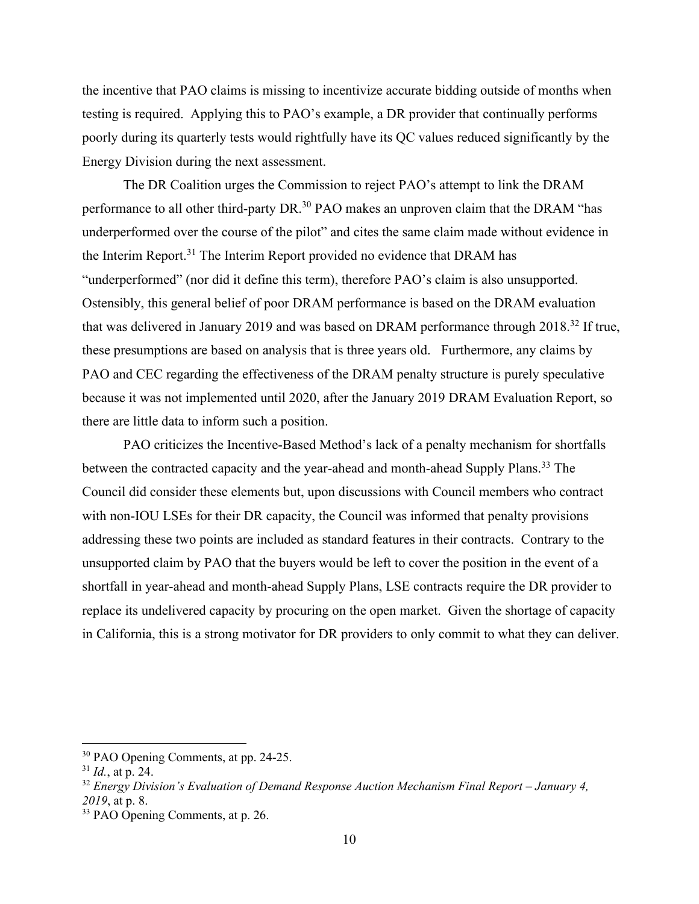the incentive that PAO claims is missing to incentivize accurate bidding outside of months when testing is required. Applying this to PAO's example, a DR provider that continually performs poorly during its quarterly tests would rightfully have its QC values reduced significantly by the Energy Division during the next assessment.

The DR Coalition urges the Commission to reject PAO's attempt to link the DRAM performance to all other third-party DR.[30] PAO makes an unproven claim that the DRAM "has underperformed over the course of the pilot" and cites the same claim made without evidence in the Interim Report.[31] The Interim Report provided no evidence that DRAM has "underperformed" (nor did it define this term), therefore PAO's claim is also unsupported. Ostensibly, this general belief of poor DRAM performance is based on the DRAM evaluation that was delivered in January 2019 and was based on DRAM performance through 2018.[32] If true, these presumptions are based on analysis that is three years old. Furthermore, any claims by PAO and CEC regarding the effectiveness of the DRAM penalty structure is purely speculative because it was not implemented until 2020, after the January 2019 DRAM Evaluation Report, so there are little data to inform such a position.

PAO criticizes the Incentive-Based Method's lack of a penalty mechanism for shortfalls between the contracted capacity and the year-ahead and month-ahead Supply Plans.[33] The Council did consider these elements but, upon discussions with Council members who contract with non-IOU LSEs for their DR capacity, the Council was informed that penalty provisions addressing these two points are included as standard features in their contracts. Contrary to the unsupported claim by PAO that the buyers would be left to cover the position in the event of a shortfall in year-ahead and month-ahead Supply Plans, LSE contracts require the DR provider to replace its undelivered capacity by procuring on the open market. Given the shortage of capacity in California, this is a strong motivator for DR providers to only commit to what they can deliver.

---

[30] PAO Opening Comments, at pp. 24-25.

[31] *Id.*, at p. 24.

[32] *Energy Division's Evaluation of Demand Response Auction Mechanism Final Report – January 4, 2019*, at p. 8.

[33] PAO Opening Comments, at p. 26.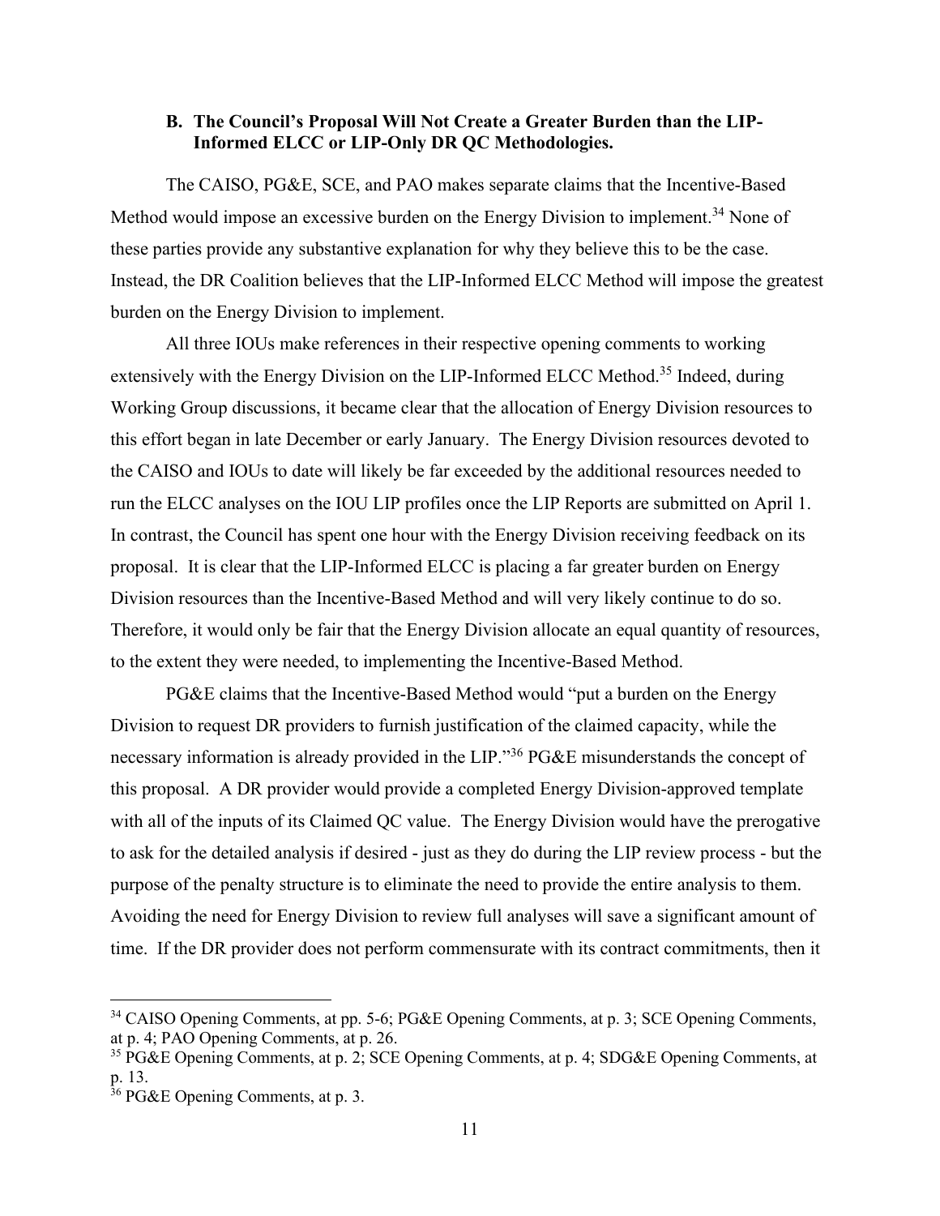### B. The Council's Proposal Will Not Create a Greater Burden than the LIP-Informed ELCC or LIP-Only DR QC Methodologies.

The CAISO, PG&E, SCE, and PAO makes separate claims that the Incentive-Based Method would impose an excessive burden on the Energy Division to implement.[34] None of these parties provide any substantive explanation for why they believe this to be the case. Instead, the DR Coalition believes that the LIP-Informed ELCC Method will impose the greatest burden on the Energy Division to implement.

All three IOUs make references in their respective opening comments to working extensively with the Energy Division on the LIP-Informed ELCC Method.[35] Indeed, during Working Group discussions, it became clear that the allocation of Energy Division resources to this effort began in late December or early January. The Energy Division resources devoted to the CAISO and IOUs to date will likely be far exceeded by the additional resources needed to run the ELCC analyses on the IOU LIP profiles once the LIP Reports are submitted on April 1. In contrast, the Council has spent one hour with the Energy Division receiving feedback on its proposal. It is clear that the LIP-Informed ELCC is placing a far greater burden on Energy Division resources than the Incentive-Based Method and will very likely continue to do so. Therefore, it would only be fair that the Energy Division allocate an equal quantity of resources, to the extent they were needed, to implementing the Incentive-Based Method.

PG&E claims that the Incentive-Based Method would "put a burden on the Energy Division to request DR providers to furnish justification of the claimed capacity, while the necessary information is already provided in the LIP."[36] PG&E misunderstands the concept of this proposal. A DR provider would provide a completed Energy Division-approved template with all of the inputs of its Claimed QC value. The Energy Division would have the prerogative to ask for the detailed analysis if desired - just as they do during the LIP review process - but the purpose of the penalty structure is to eliminate the need to provide the entire analysis to them. Avoiding the need for Energy Division to review full analyses will save a significant amount of time. If the DR provider does not perform commensurate with its contract commitments, then it

---

[34] CAISO Opening Comments, at pp. 5-6; PG&E Opening Comments, at p. 3; SCE Opening Comments, at p. 4; PAO Opening Comments, at p. 26.

[35] PG&E Opening Comments, at p. 2; SCE Opening Comments, at p. 4; SDG&E Opening Comments, at p. 13.

[36] PG&E Opening Comments, at p. 3.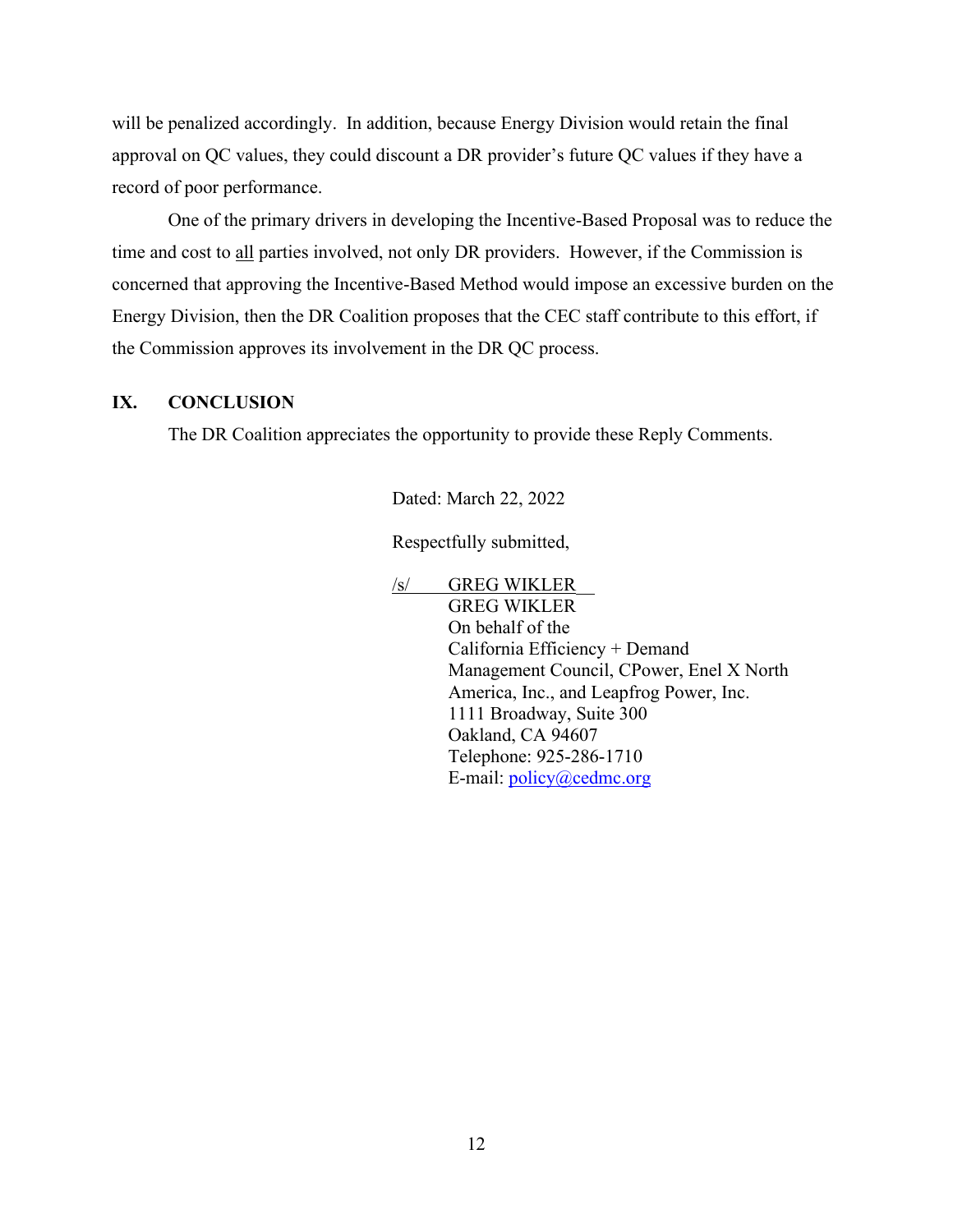will be penalized accordingly. In addition, because Energy Division would retain the final approval on QC values, they could discount a DR provider's future QC values if they have a record of poor performance.

One of the primary drivers in developing the Incentive-Based Proposal was to reduce the time and cost to <u>all</u> parties involved, not only DR providers. However, if the Commission is concerned that approving the Incentive-Based Method would impose an excessive burden on the Energy Division, then the DR Coalition proposes that the CEC staff contribute to this effort, if the Commission approves its involvement in the DR QC process.

## IX. CONCLUSION

The DR Coalition appreciates the opportunity to provide these Reply Comments.

Dated: March 22, 2022

Respectfully submitted,

/s/ GREG WIKLER
GREG WIKLER
On behalf of the
California Efficiency + Demand
Management Council, CPower, Enel X North
America, Inc., and Leapfrog Power, Inc.
1111 Broadway, Suite 300
Oakland, CA 94607
Telephone: 925-286-1710
E-mail: policy@cedmc.org